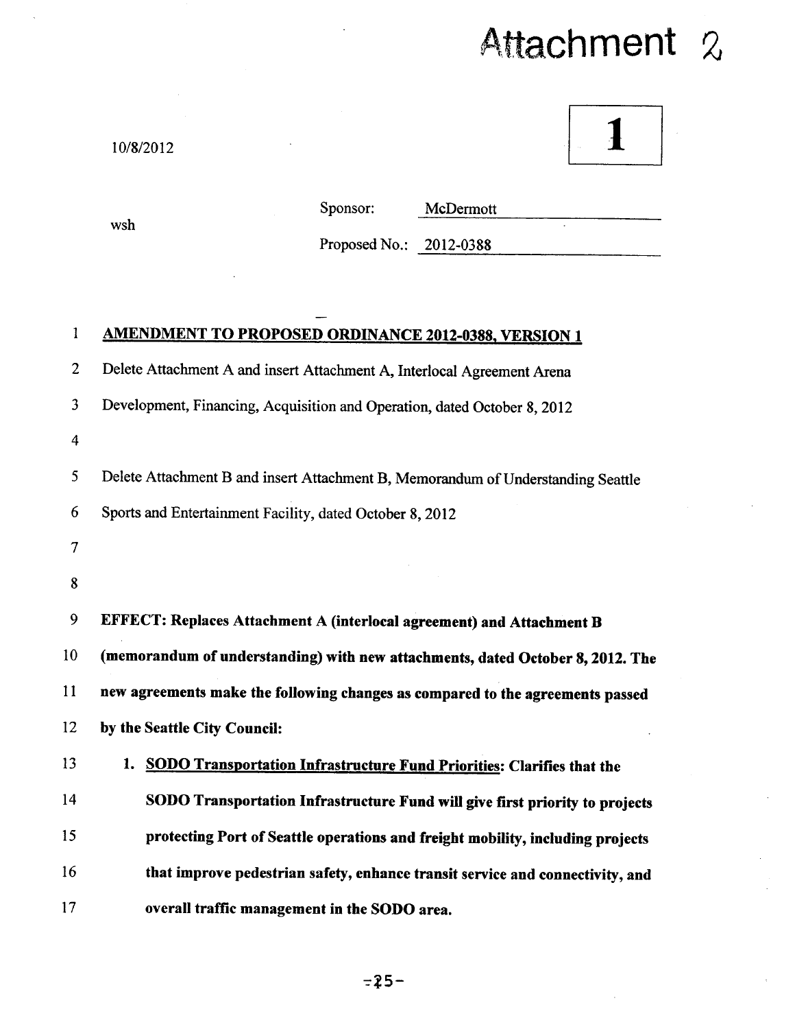# Attachment 2

10/8/2012

**1**

wsh

Sponsor: McDermott

Proposed No.: 2012-0388

**AMENDMENT TO PROPOSED ORDINANCE 2012-0388, VERSION 1**

Delete Attachment A and insert Attachment A, Interlocal Agreement Arena Development, Financing, Acquisition and Operation, dated October 8, 2012

Delete Attachment B and insert Attachment B, Memorandum of Understanding Seattle Sports and Entertainment Facility, dated October 8, 2012

**EFFECT: Replaces Attachment A (interlocal agreement) and Attachment B (memorandum of understanding) with new attachments, dated October 8, 2012. The new agreements make the following changes as compared to the agreements passed by the Seattle City Council:**

1. **SODO Transportation Infrastructure Fund Priorities: Clarifies that the SODO Transportation Infrastructure Fund will give first priority to projects protecting Port of Seattle operations and freight mobility, including projects that improve pedestrian safety, enhance transit service and connectivity, and overall traffic management in the SODO area.**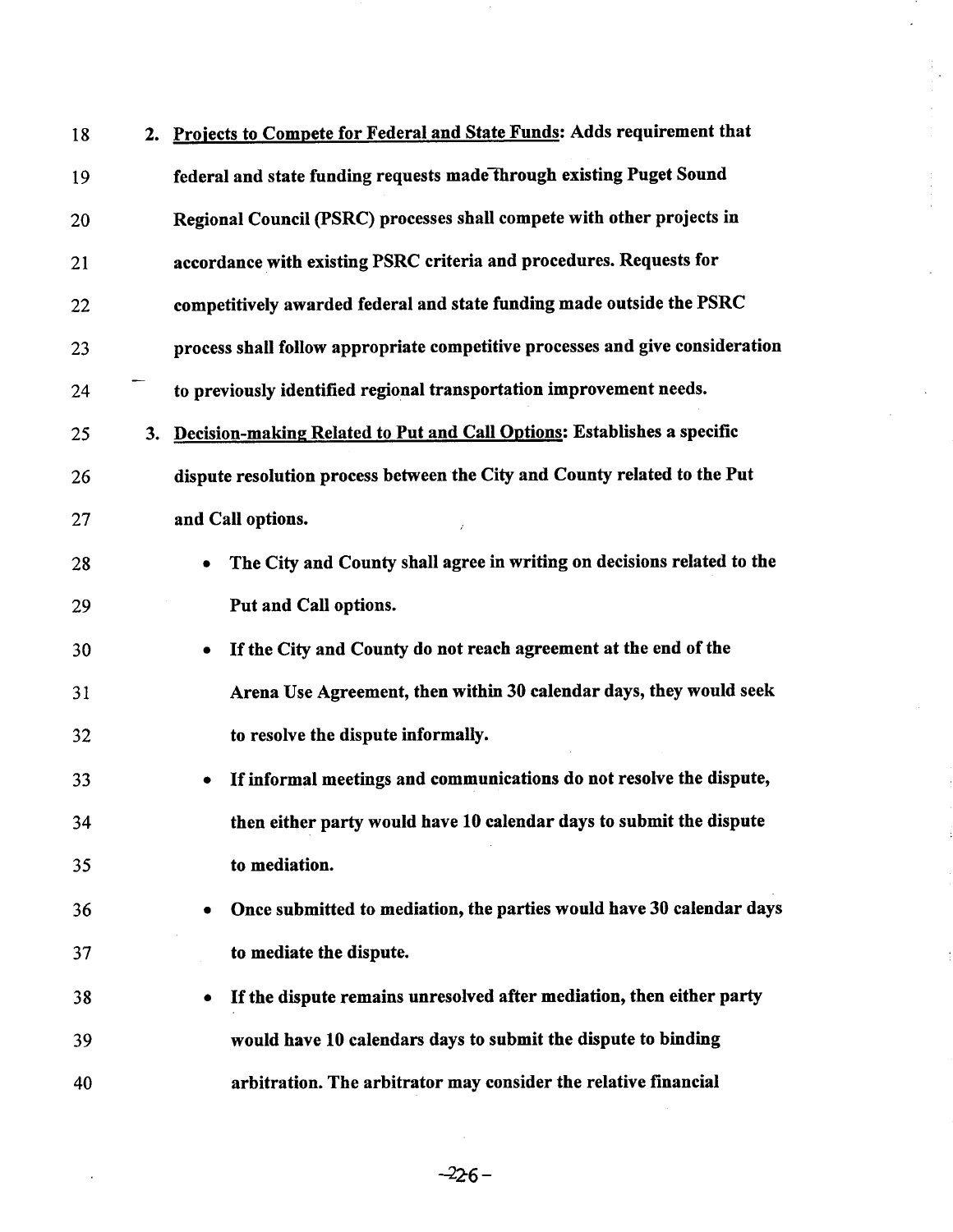2. <u>Projects to Compete for Federal and State Funds</u>: Adds requirement that federal and state funding requests made through existing Puget Sound Regional Council (PSRC) processes shall compete with other projects in accordance with existing PSRC criteria and procedures. Requests for competitively awarded federal and state funding made outside the PSRC process shall follow appropriate competitive processes and give consideration to previously identified regional transportation improvement needs.

3. <u>Decision-making Related to Put and Call Options</u>: Establishes a specific dispute resolution process between the City and County related to the Put and Call options.

   - The City and County shall agree in writing on decisions related to the Put and Call options.
   - If the City and County do not reach agreement at the end of the Arena Use Agreement, then within 30 calendar days, they would seek to resolve the dispute informally.
   - If informal meetings and communications do not resolve the dispute, then either party would have 10 calendar days to submit the dispute to mediation.
   - Once submitted to mediation, the parties would have 30 calendar days to mediate the dispute.
   - If the dispute remains unresolved after mediation, then either party would have 10 calendars days to submit the dispute to binding arbitration. The arbitrator may consider the relative financial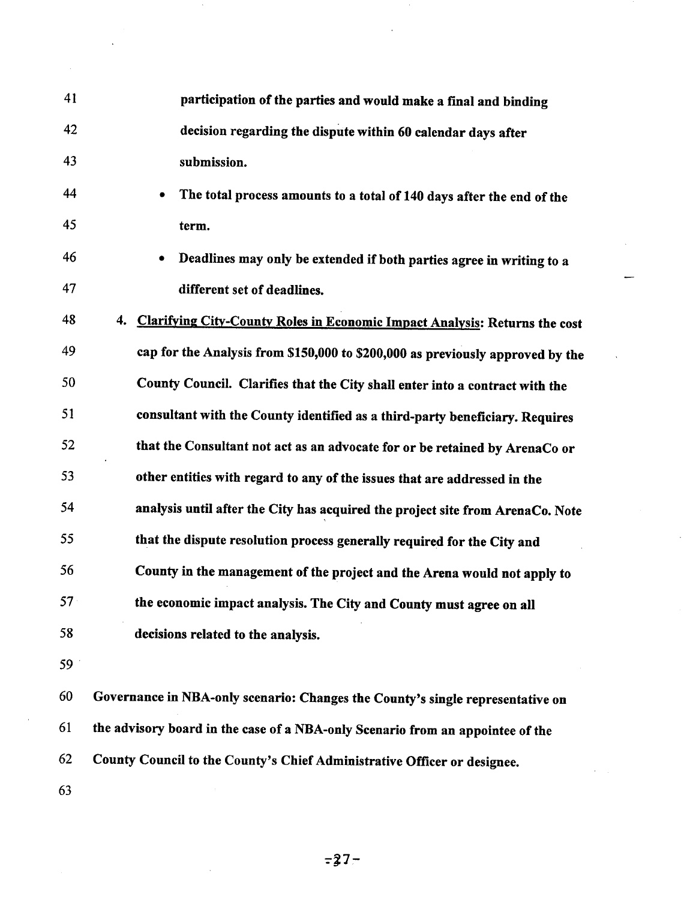**participation of the parties and would make a final and binding decision regarding the dispute within 60 calendar days after submission.**

- **The total process amounts to a total of 140 days after the end of the term.**
- **Deadlines may only be extended if both parties agree in writing to a different set of deadlines.**

4. **<u>Clarifying City-County Roles in Economic Impact Analysis</u>: Returns the cost cap for the Analysis from $150,000 to $200,000 as previously approved by the County Council. Clarifies that the City shall enter into a contract with the consultant with the County identified as a third-party beneficiary. Requires that the Consultant not act as an advocate for or be retained by ArenaCo or other entities with regard to any of the issues that are addressed in the analysis until after the City has acquired the project site from ArenaCo. Note that the dispute resolution process generally required for the City and County in the management of the project and the Arena would not apply to the economic impact analysis. The City and County must agree on all decisions related to the analysis.**

**Governance in NBA-only scenario: Changes the County's single representative on the advisory board in the case of a NBA-only Scenario from an appointee of the County Council to the County's Chief Administrative Officer or designee.**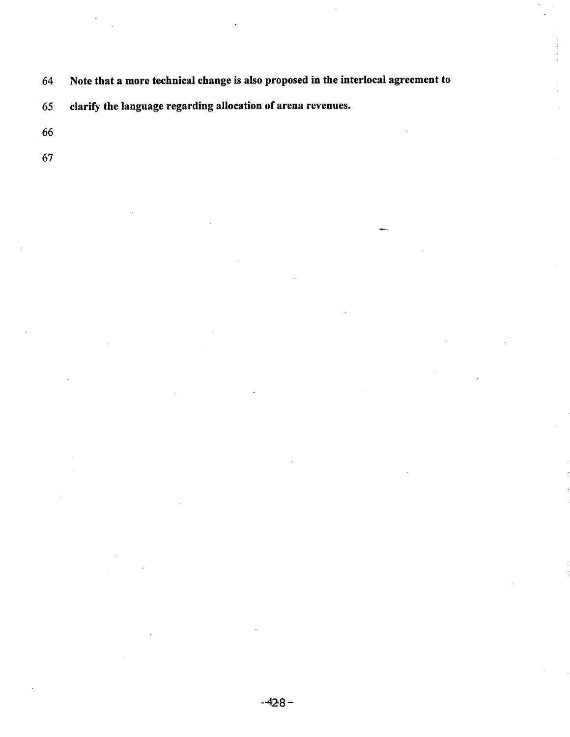**Note that a more technical change is also proposed in the interlocal agreement to clarify the language regarding allocation of arena revenues.**